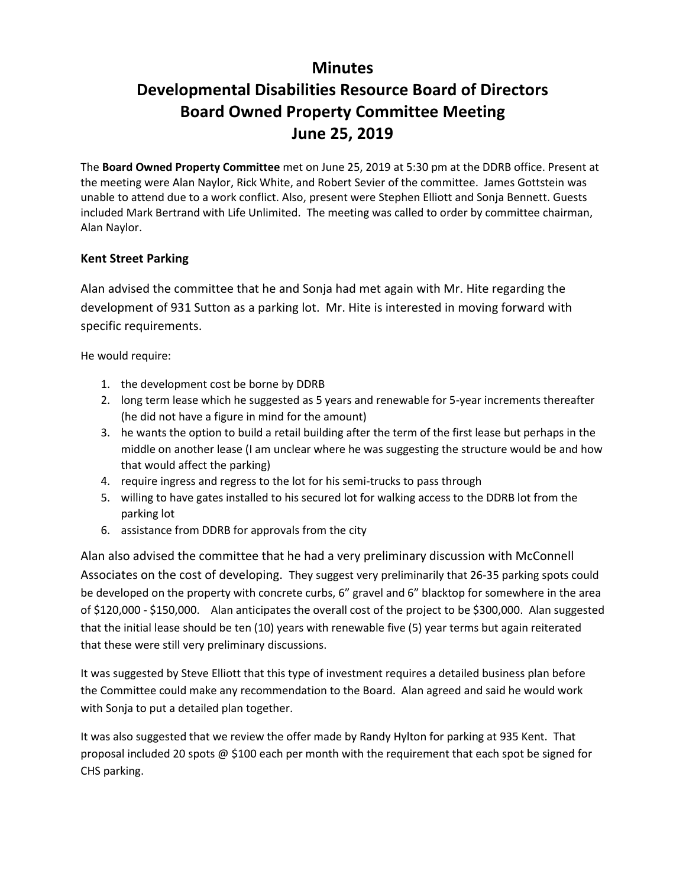# Minutes
# Developmental Disabilities Resource Board of Directors
# Board Owned Property Committee Meeting
# June 25, 2019

The **Board Owned Property Committee** met on June 25, 2019 at 5:30 pm at the DDRB office. Present at the meeting were Alan Naylor, Rick White, and Robert Sevier of the committee. James Gottstein was unable to attend due to a work conflict. Also, present were Stephen Elliott and Sonja Bennett. Guests included Mark Bertrand with Life Unlimited. The meeting was called to order by committee chairman, Alan Naylor.

### Kent Street Parking

Alan advised the committee that he and Sonja had met again with Mr. Hite regarding the development of 931 Sutton as a parking lot. Mr. Hite is interested in moving forward with specific requirements.

He would require:

1. the development cost be borne by DDRB
2. long term lease which he suggested as 5 years and renewable for 5-year increments thereafter (he did not have a figure in mind for the amount)
3. he wants the option to build a retail building after the term of the first lease but perhaps in the middle on another lease (I am unclear where he was suggesting the structure would be and how that would affect the parking)
4. require ingress and regress to the lot for his semi-trucks to pass through
5. willing to have gates installed to his secured lot for walking access to the DDRB lot from the parking lot
6. assistance from DDRB for approvals from the city

Alan also advised the committee that he had a very preliminary discussion with McConnell Associates on the cost of developing. They suggest very preliminarily that 26-35 parking spots could be developed on the property with concrete curbs, 6" gravel and 6" blacktop for somewhere in the area of $120,000 - $150,000. Alan anticipates the overall cost of the project to be $300,000. Alan suggested that the initial lease should be ten (10) years with renewable five (5) year terms but again reiterated that these were still very preliminary discussions.

It was suggested by Steve Elliott that this type of investment requires a detailed business plan before the Committee could make any recommendation to the Board. Alan agreed and said he would work with Sonja to put a detailed plan together.

It was also suggested that we review the offer made by Randy Hylton for parking at 935 Kent. That proposal included 20 spots @ $100 each per month with the requirement that each spot be signed for CHS parking.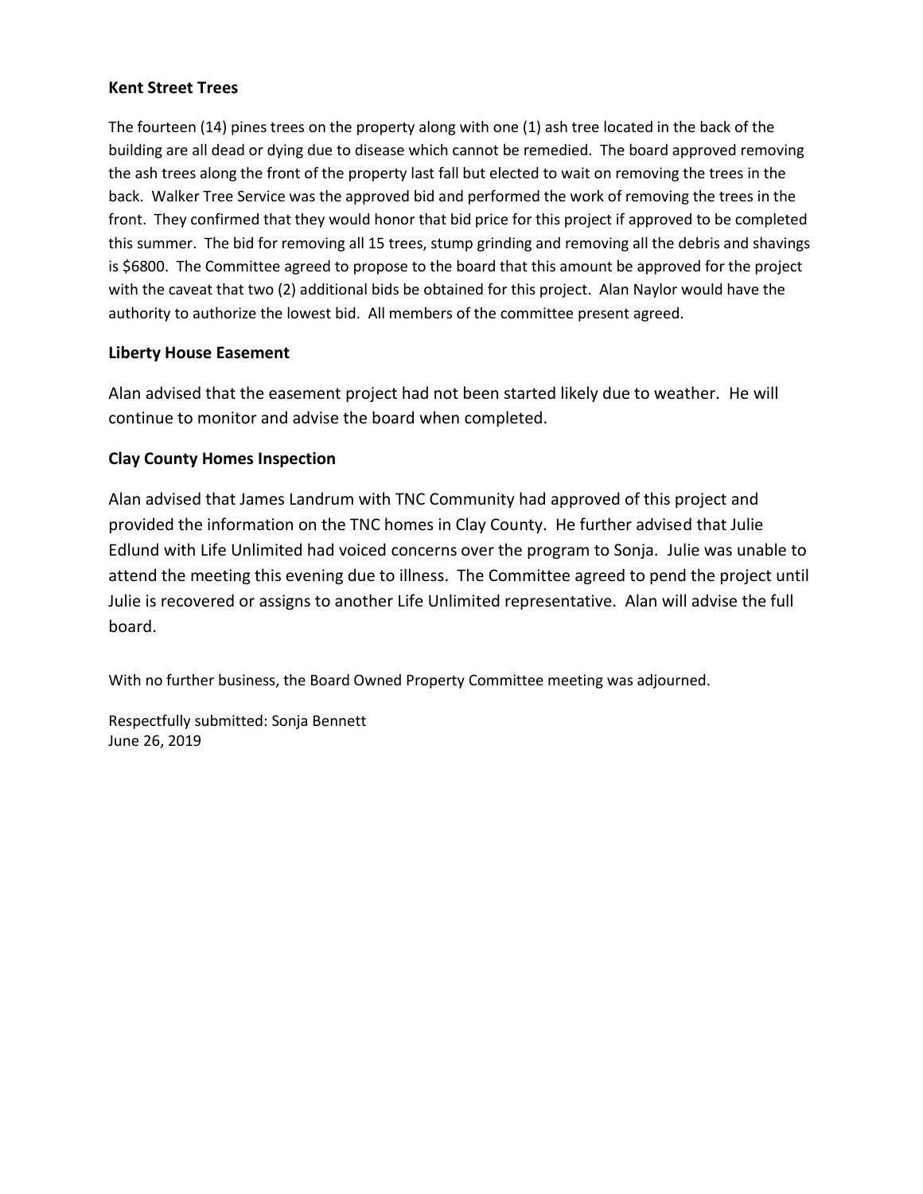### Kent Street Trees

The fourteen (14) pines trees on the property along with one (1) ash tree located in the back of the building are all dead or dying due to disease which cannot be remedied. The board approved removing the ash trees along the front of the property last fall but elected to wait on removing the trees in the back. Walker Tree Service was the approved bid and performed the work of removing the trees in the front. They confirmed that they would honor that bid price for this project if approved to be completed this summer. The bid for removing all 15 trees, stump grinding and removing all the debris and shavings is $6800. The Committee agreed to propose to the board that this amount be approved for the project with the caveat that two (2) additional bids be obtained for this project. Alan Naylor would have the authority to authorize the lowest bid. All members of the committee present agreed.

### Liberty House Easement

Alan advised that the easement project had not been started likely due to weather. He will continue to monitor and advise the board when completed.

### Clay County Homes Inspection

Alan advised that James Landrum with TNC Community had approved of this project and provided the information on the TNC homes in Clay County. He further advised that Julie Edlund with Life Unlimited had voiced concerns over the program to Sonja. Julie was unable to attend the meeting this evening due to illness. The Committee agreed to pend the project until Julie is recovered or assigns to another Life Unlimited representative. Alan will advise the full board.

With no further business, the Board Owned Property Committee meeting was adjourned.

Respectfully submitted: Sonja Bennett
June 26, 2019